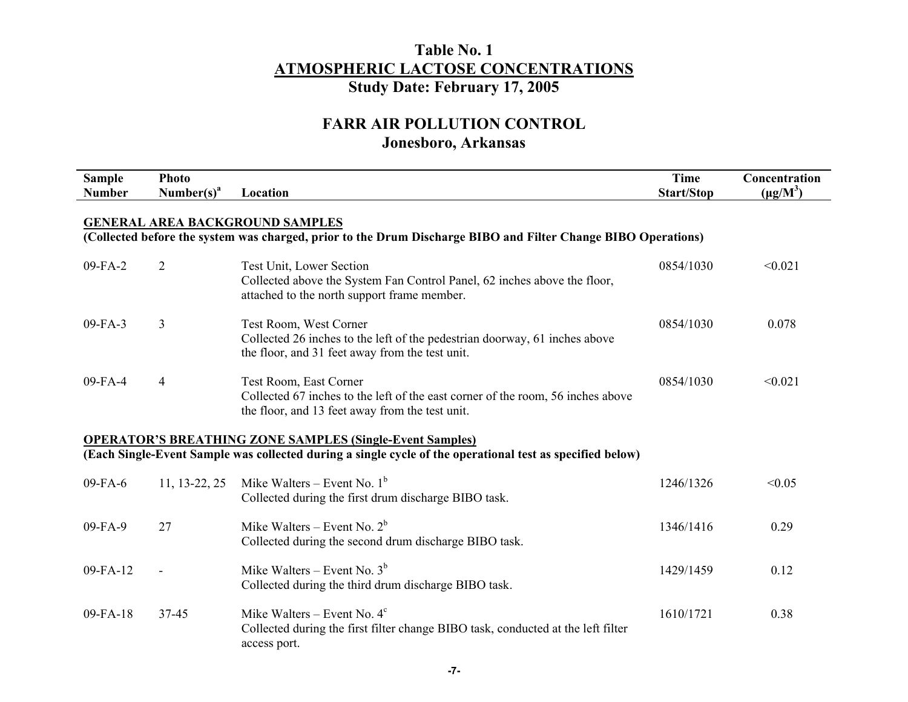# Table No. 1
## ATMOSPHERIC LACTOSE CONCENTRATIONS
### Study Date: February 17, 2005

## FARR AIR POLLUTION CONTROL
### Jonesboro, Arkansas

| Sample Number | Photo Number(s)[a] | Location | Time Start/Stop | Concentration ($\mu g/M^3$) |
|---|---|---|---|---|
| **GENERAL AREA BACKGROUND SAMPLES** | | | | |
| **(Collected before the system was charged, prior to the Drum Discharge BIBO and Filter Change BIBO Operations)** | | | | |
| 09-FA-2 | 2 | Test Unit, Lower Section<br>Collected above the System Fan Control Panel, 62 inches above the floor, attached to the north support frame member. | 0854/1030 | <0.021 |
| 09-FA-3 | 3 | Test Room, West Corner<br>Collected 26 inches to the left of the pedestrian doorway, 61 inches above the floor, and 31 feet away from the test unit. | 0854/1030 | 0.078 |
| 09-FA-4 | 4 | Test Room, East Corner<br>Collected 67 inches to the left of the east corner of the room, 56 inches above the floor, and 13 feet away from the test unit. | 0854/1030 | <0.021 |
| **OPERATOR'S BREATHING ZONE SAMPLES (Single-Event Samples)** | | | | |
| **(Each Single-Event Sample was collected during a single cycle of the operational test as specified below)** | | | | |
| 09-FA-6 | 11, 13-22, 25 | Mike Walters – Event No. 1[b]<br>Collected during the first drum discharge BIBO task. | 1246/1326 | <0.05 |
| 09-FA-9 | 27 | Mike Walters – Event No. 2[b]<br>Collected during the second drum discharge BIBO task. | 1346/1416 | 0.29 |
| 09-FA-12 | - | Mike Walters – Event No. 3[b]<br>Collected during the third drum discharge BIBO task. | 1429/1459 | 0.12 |
| 09-FA-18 | 37-45 | Mike Walters – Event No. 4[c]<br>Collected during the first filter change BIBO task, conducted at the left filter access port. | 1610/1721 | 0.38 |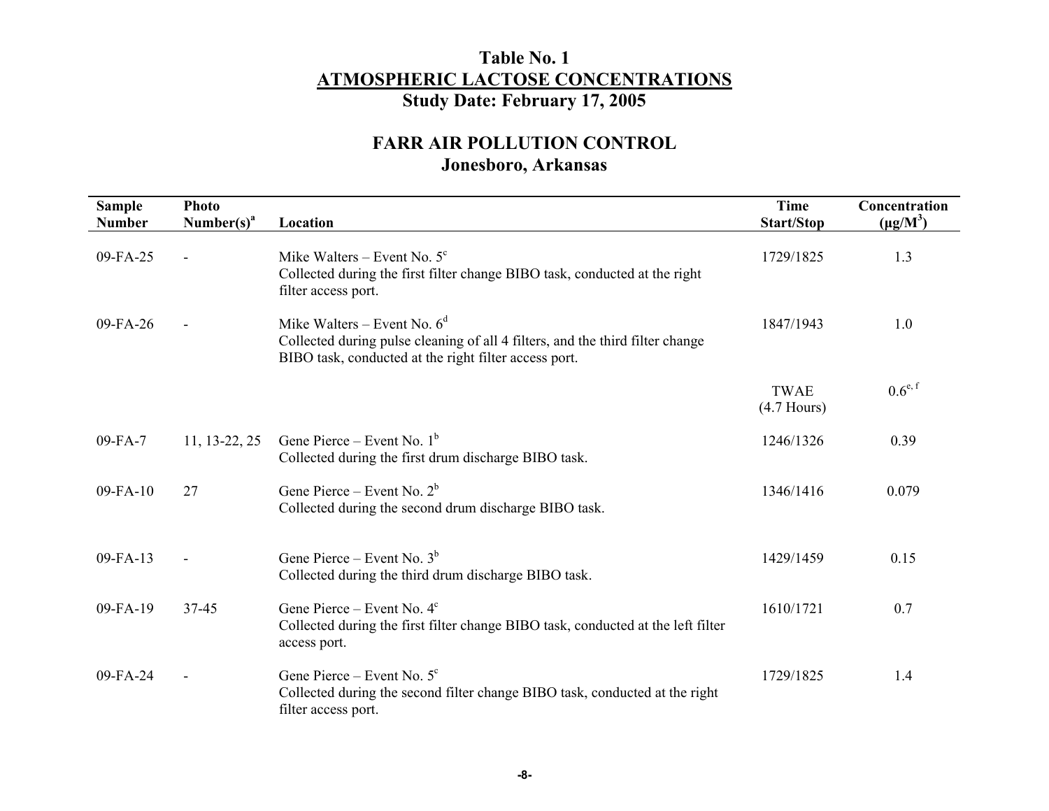# Table No. 1

## ATMOSPHERIC LACTOSE CONCENTRATIONS

### Study Date: February 17, 2005

## FARR AIR POLLUTION CONTROL

### Jonesboro, Arkansas

| Sample Number | Photo Number(s)[a] | Location | Time Start/Stop | Concentration ($\mu g/M^3$) |
|---|---|---|---|---|
| 09-FA-25 | - | Mike Walters – Event No. 5[c] Collected during the first filter change BIBO task, conducted at the right filter access port. | 1729/1825 | 1.3 |
| 09-FA-26 | - | Mike Walters – Event No. 6[d] Collected during pulse cleaning of all 4 filters, and the third filter change BIBO task, conducted at the right filter access port. | 1847/1943 | 1.0 |
| | | | TWAE (4.7 Hours) | 0.6[e, f] |
| 09-FA-7 | 11, 13-22, 25 | Gene Pierce – Event No. 1[b] Collected during the first drum discharge BIBO task. | 1246/1326 | 0.39 |
| 09-FA-10 | 27 | Gene Pierce – Event No. 2[b] Collected during the second drum discharge BIBO task. | 1346/1416 | 0.079 |
| 09-FA-13 | - | Gene Pierce – Event No. 3[b] Collected during the third drum discharge BIBO task. | 1429/1459 | 0.15 |
| 09-FA-19 | 37-45 | Gene Pierce – Event No. 4[c] Collected during the first filter change BIBO task, conducted at the left filter access port. | 1610/1721 | 0.7 |
| 09-FA-24 | - | Gene Pierce – Event No. 5[c] Collected during the second filter change BIBO task, conducted at the right filter access port. | 1729/1825 | 1.4 |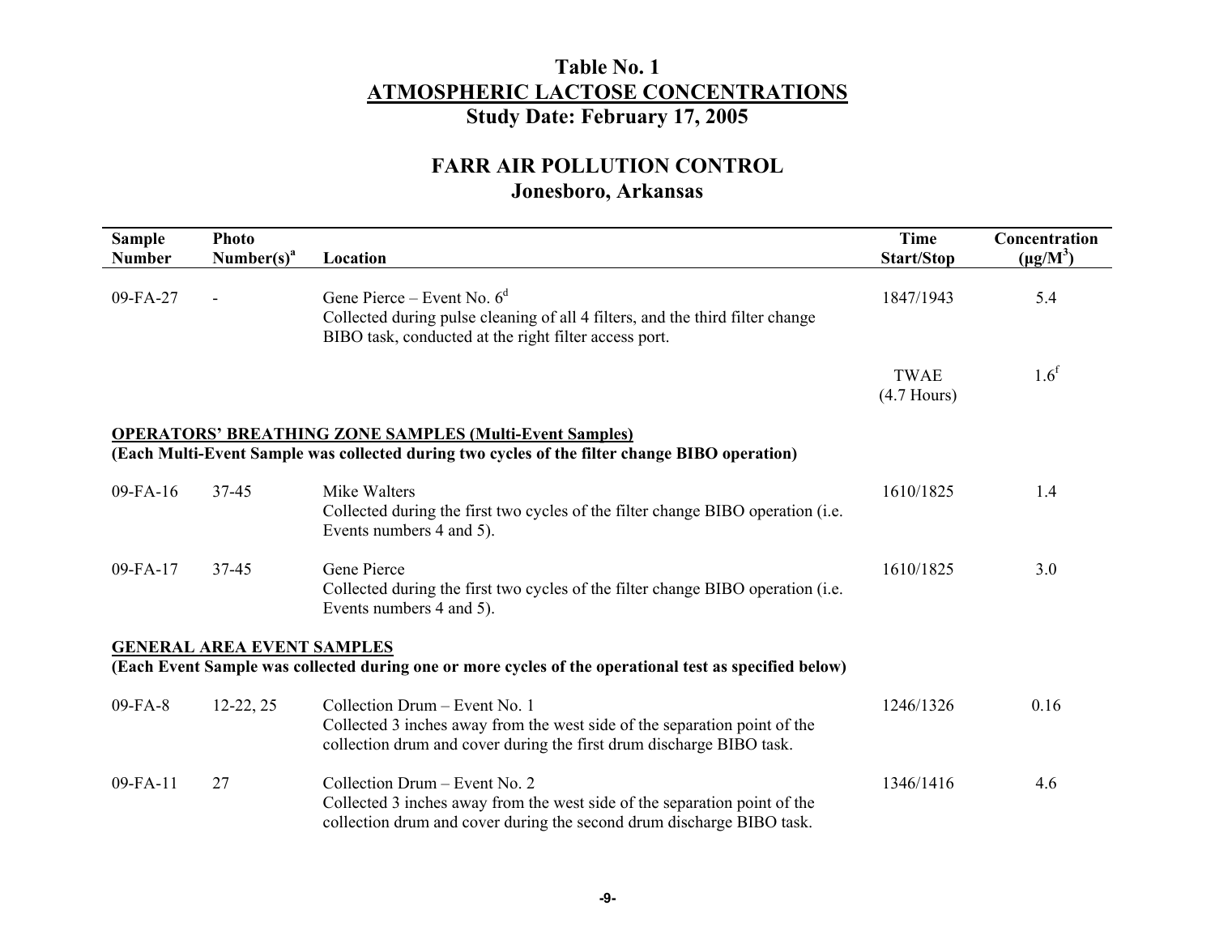# Table No. 1
## ATMOSPHERIC LACTOSE CONCENTRATIONS
### Study Date: February 17, 2005

## FARR AIR POLLUTION CONTROL
### Jonesboro, Arkansas

| Sample Number | Photo Number(s)[a] | Location | Time Start/Stop | Concentration ($\mu g/M^3$) |
|---|---|---|---|---|
| 09-FA-27 | - | Gene Pierce – Event No. 6[d]<br>Collected during pulse cleaning of all 4 filters, and the third filter change BIBO task, conducted at the right filter access port. | 1847/1943 | 5.4 |
| | | | TWAE (4.7 Hours) | 1.6[f] |
| **OPERATORS' BREATHING ZONE SAMPLES (Multi-Event Samples)** | | | | |
| **(Each Multi-Event Sample was collected during two cycles of the filter change BIBO operation)** | | | | |
| 09-FA-16 | 37-45 | Mike Walters<br>Collected during the first two cycles of the filter change BIBO operation (i.e. Events numbers 4 and 5). | 1610/1825 | 1.4 |
| 09-FA-17 | 37-45 | Gene Pierce<br>Collected during the first two cycles of the filter change BIBO operation (i.e. Events numbers 4 and 5). | 1610/1825 | 3.0 |
| **GENERAL AREA EVENT SAMPLES** | | | | |
| **(Each Event Sample was collected during one or more cycles of the operational test as specified below)** | | | | |
| 09-FA-8 | 12-22, 25 | Collection Drum – Event No. 1<br>Collected 3 inches away from the west side of the separation point of the collection drum and cover during the first drum discharge BIBO task. | 1246/1326 | 0.16 |
| 09-FA-11 | 27 | Collection Drum – Event No. 2<br>Collected 3 inches away from the west side of the separation point of the collection drum and cover during the second drum discharge BIBO task. | 1346/1416 | 4.6 |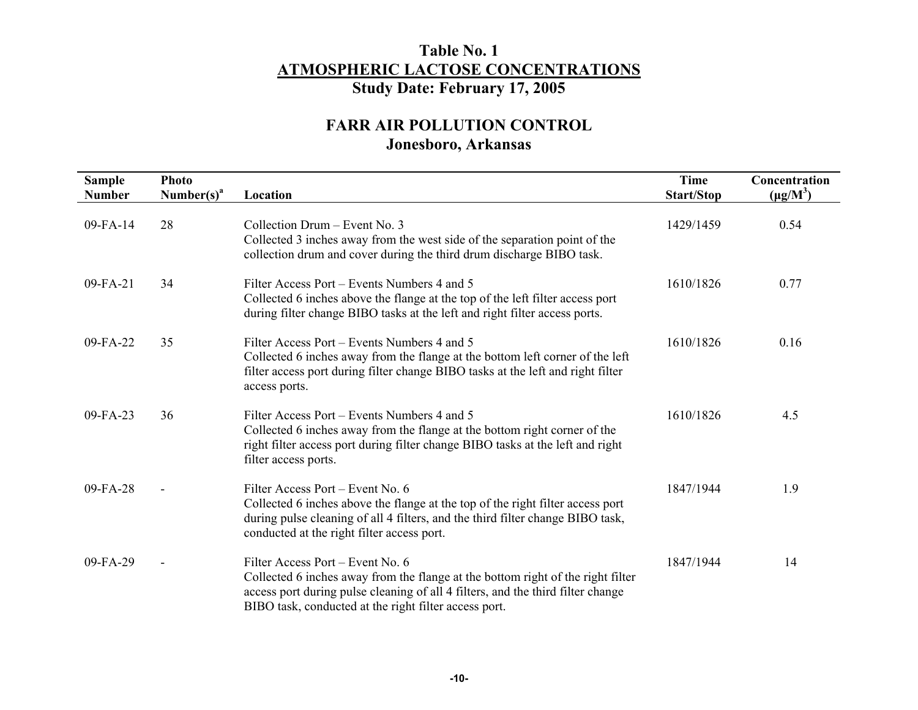# Table No. 1
## ATMOSPHERIC LACTOSE CONCENTRATIONS
## Study Date: February 17, 2005

## FARR AIR POLLUTION CONTROL
## Jonesboro, Arkansas

| Sample Number | Photo Number(s)[a] | Location | Time Start/Stop | Concentration ($\mu g/M^3$) |
|---|---|---|---|---|
| 09-FA-14 | 28 | Collection Drum – Event No. 3<br>Collected 3 inches away from the west side of the separation point of the collection drum and cover during the third drum discharge BIBO task. | 1429/1459 | 0.54 |
| 09-FA-21 | 34 | Filter Access Port – Events Numbers 4 and 5<br>Collected 6 inches above the flange at the top of the left filter access port during filter change BIBO tasks at the left and right filter access ports. | 1610/1826 | 0.77 |
| 09-FA-22 | 35 | Filter Access Port – Events Numbers 4 and 5<br>Collected 6 inches away from the flange at the bottom left corner of the left filter access port during filter change BIBO tasks at the left and right filter access ports. | 1610/1826 | 0.16 |
| 09-FA-23 | 36 | Filter Access Port – Events Numbers 4 and 5<br>Collected 6 inches away from the flange at the bottom right corner of the right filter access port during filter change BIBO tasks at the left and right filter access ports. | 1610/1826 | 4.5 |
| 09-FA-28 | - | Filter Access Port – Event No. 6<br>Collected 6 inches above the flange at the top of the right filter access port during pulse cleaning of all 4 filters, and the third filter change BIBO task, conducted at the right filter access port. | 1847/1944 | 1.9 |
| 09-FA-29 | - | Filter Access Port – Event No. 6<br>Collected 6 inches away from the flange at the bottom right of the right filter access port during pulse cleaning of all 4 filters, and the third filter change BIBO task, conducted at the right filter access port. | 1847/1944 | 14 |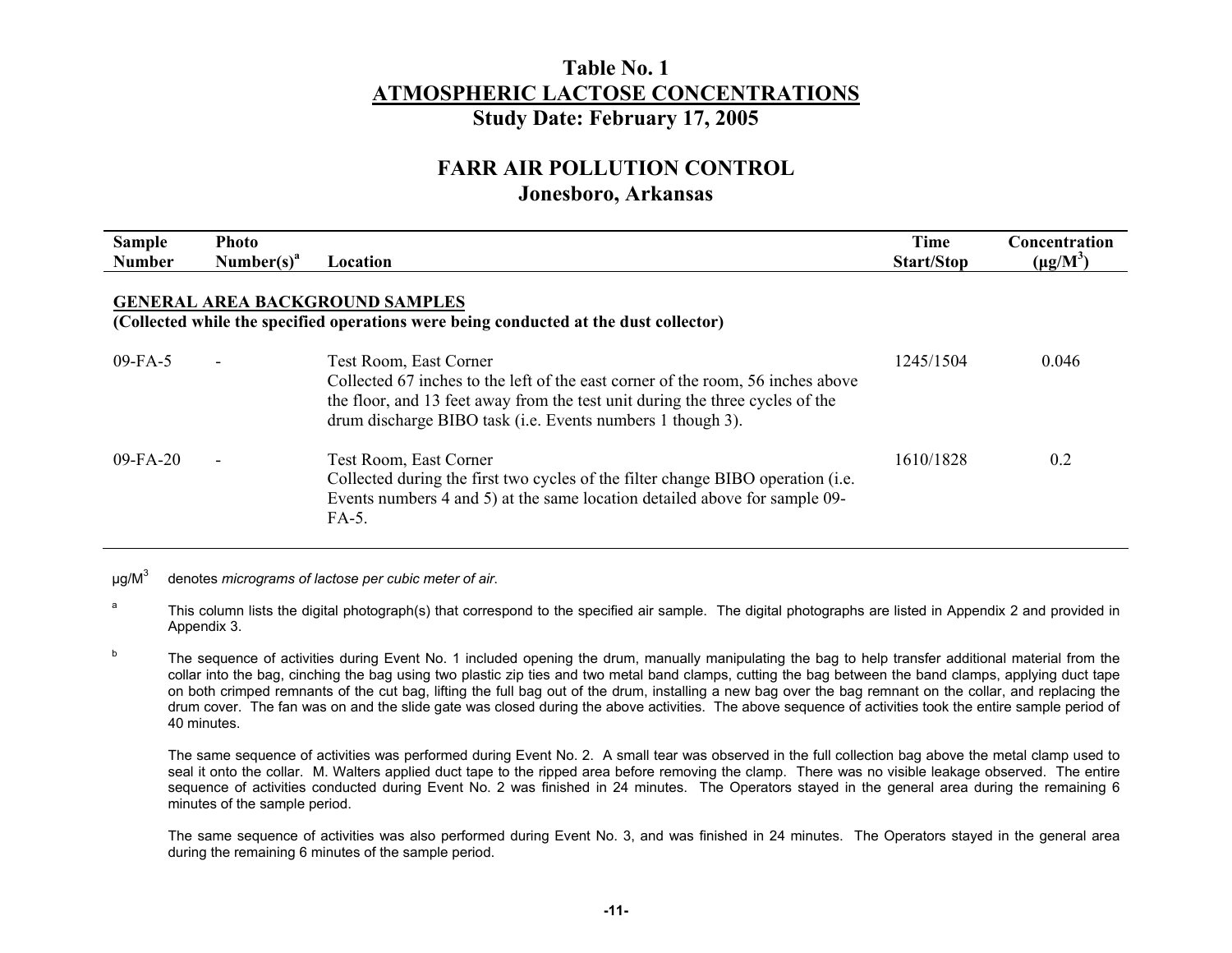# Table No. 1
## ATMOSPHERIC LACTOSE CONCENTRATIONS
## Study Date: February 17, 2005

## FARR AIR POLLUTION CONTROL
## Jonesboro, Arkansas

| Sample Number | Photo Number(s)[a] | Location | Time Start/Stop | Concentration (μg/M$^3$) |
|---|---|---|---|---|
| **GENERAL AREA BACKGROUND SAMPLES** | | | | |
| **(Collected while the specified operations were being conducted at the dust collector)** | | | | |
| 09-FA-5 | - | Test Room, East Corner<br>Collected 67 inches to the left of the east corner of the room, 56 inches above the floor, and 13 feet away from the test unit during the three cycles of the drum discharge BIBO task (i.e. Events numbers 1 though 3). | 1245/1504 | 0.046 |
| 09-FA-20 | - | Test Room, East Corner<br>Collected during the first two cycles of the filter change BIBO operation (i.e. Events numbers 4 and 5) at the same location detailed above for sample 09-FA-5. | 1610/1828 | 0.2 |

μg/M$^3$ denotes *micrograms of lactose per cubic meter of air*.

[a] This column lists the digital photograph(s) that correspond to the specified air sample. The digital photographs are listed in Appendix 2 and provided in Appendix 3.

[b] The sequence of activities during Event No. 1 included opening the drum, manually manipulating the bag to help transfer additional material from the collar into the bag, cinching the bag using two plastic zip ties and two metal band clamps, cutting the bag between the band clamps, applying duct tape on both crimped remnants of the cut bag, lifting the full bag out of the drum, installing a new bag over the bag remnant on the collar, and replacing the drum cover. The fan was on and the slide gate was closed during the above activities. The above sequence of activities took the entire sample period of 40 minutes.

The same sequence of activities was performed during Event No. 2. A small tear was observed in the full collection bag above the metal clamp used to seal it onto the collar. M. Walters applied duct tape to the ripped area before removing the clamp. There was no visible leakage observed. The entire sequence of activities conducted during Event No. 2 was finished in 24 minutes. The Operators stayed in the general area during the remaining 6 minutes of the sample period.

The same sequence of activities was also performed during Event No. 3, and was finished in 24 minutes. The Operators stayed in the general area during the remaining 6 minutes of the sample period.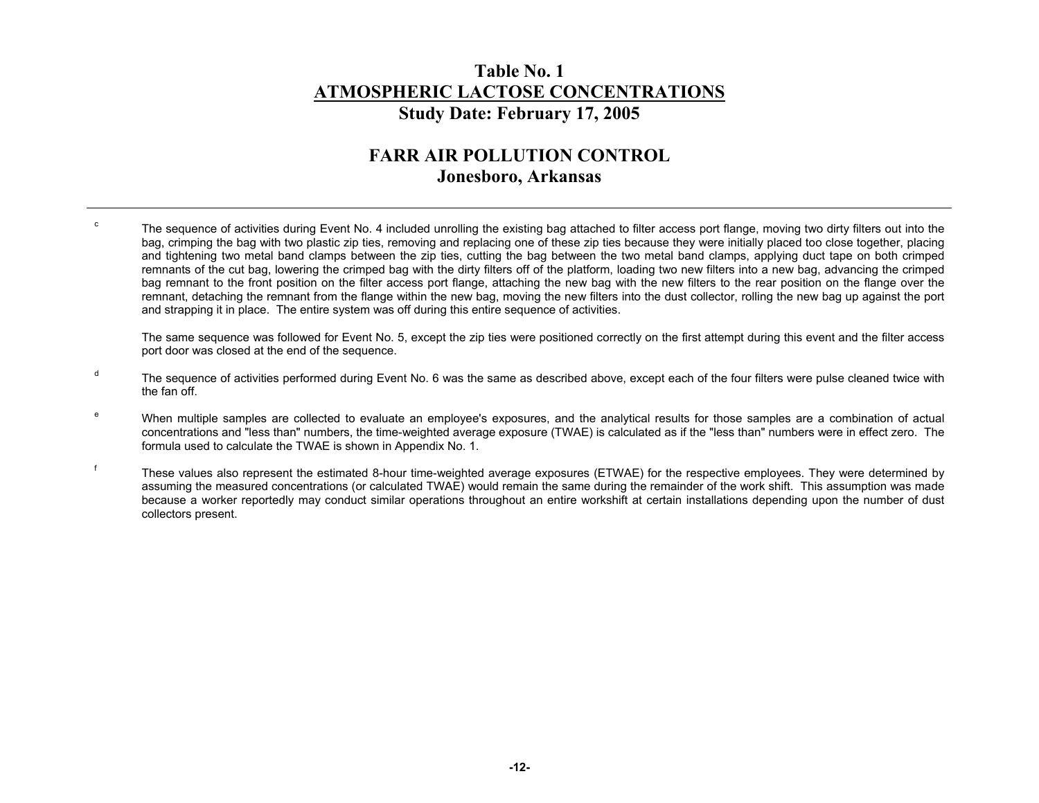# Table No. 1
## ATMOSPHERIC LACTOSE CONCENTRATIONS
## Study Date: February 17, 2005

## FARR AIR POLLUTION CONTROL
## Jonesboro, Arkansas

---

[c] The sequence of activities during Event No. 4 included unrolling the existing bag attached to filter access port flange, moving two dirty filters out into the bag, crimping the bag with two plastic zip ties, removing and replacing one of these zip ties because they were initially placed too close together, placing and tightening two metal band clamps between the zip ties, cutting the bag between the two metal band clamps, applying duct tape on both crimped remnants of the cut bag, lowering the crimped bag with the dirty filters off of the platform, loading two new filters into a new bag, advancing the crimped bag remnant to the front position on the filter access port flange, attaching the new bag with the new filters to the rear position on the flange over the remnant, detaching the remnant from the flange within the new bag, moving the new filters into the dust collector, rolling the new bag up against the port and strapping it in place. The entire system was off during this entire sequence of activities.

The same sequence was followed for Event No. 5, except the zip ties were positioned correctly on the first attempt during this event and the filter access port door was closed at the end of the sequence.

[d] The sequence of activities performed during Event No. 6 was the same as described above, except each of the four filters were pulse cleaned twice with the fan off.

[e] When multiple samples are collected to evaluate an employee's exposures, and the analytical results for those samples are a combination of actual concentrations and "less than" numbers, the time-weighted average exposure (TWAE) is calculated as if the "less than" numbers were in effect zero. The formula used to calculate the TWAE is shown in Appendix No. 1.

[f] These values also represent the estimated 8-hour time-weighted average exposures (ETWAE) for the respective employees. They were determined by assuming the measured concentrations (or calculated TWAE) would remain the same during the remainder of the work shift. This assumption was made because a worker reportedly may conduct similar operations throughout an entire workshift at certain installations depending upon the number of dust collectors present.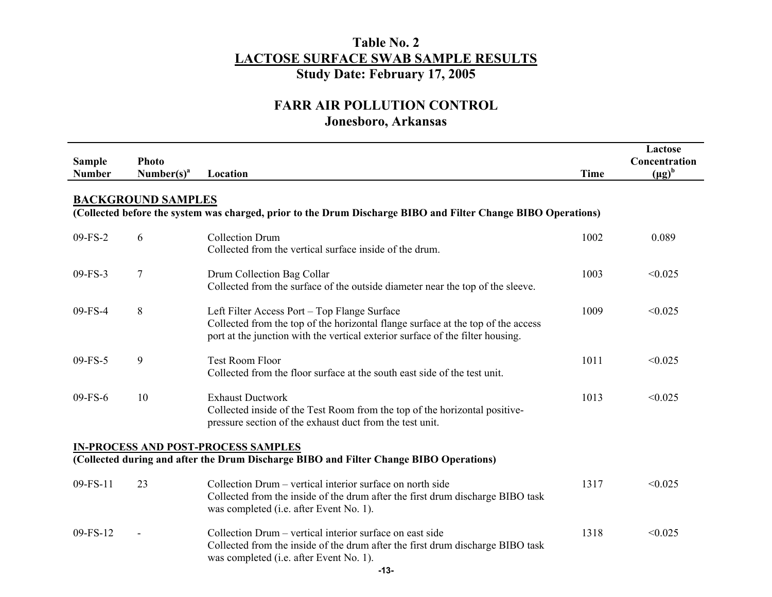# Table No. 2
## LACTOSE SURFACE SWAB SAMPLE RESULTS
## Study Date: February 17, 2005

## FARR AIR POLLUTION CONTROL
### Jonesboro, Arkansas

| Sample Number | Photo Number(s)[a] | Location | Time | Lactose Concentration (μg)[b] |
|---|---|---|---|---|
| **BACKGROUND SAMPLES** | | | | |
| **(Collected before the system was charged, prior to the Drum Discharge BIBO and Filter Change BIBO Operations)** | | | | |
| 09-FS-2 | 6 | Collection Drum<br>Collected from the vertical surface inside of the drum. | 1002 | 0.089 |
| 09-FS-3 | 7 | Drum Collection Bag Collar<br>Collected from the surface of the outside diameter near the top of the sleeve. | 1003 | <0.025 |
| 09-FS-4 | 8 | Left Filter Access Port – Top Flange Surface<br>Collected from the top of the horizontal flange surface at the top of the access port at the junction with the vertical exterior surface of the filter housing. | 1009 | <0.025 |
| 09-FS-5 | 9 | Test Room Floor<br>Collected from the floor surface at the south east side of the test unit. | 1011 | <0.025 |
| 09-FS-6 | 10 | Exhaust Ductwork<br>Collected inside of the Test Room from the top of the horizontal positive-pressure section of the exhaust duct from the test unit. | 1013 | <0.025 |
| **IN-PROCESS AND POST-PROCESS SAMPLES** | | | | |
| **(Collected during and after the Drum Discharge BIBO and Filter Change BIBO Operations)** | | | | |
| 09-FS-11 | 23 | Collection Drum – vertical interior surface on north side<br>Collected from the inside of the drum after the first drum discharge BIBO task was completed (i.e. after Event No. 1). | 1317 | <0.025 |
| 09-FS-12 | - | Collection Drum – vertical interior surface on east side<br>Collected from the inside of the drum after the first drum discharge BIBO task was completed (i.e. after Event No. 1). | 1318 | <0.025 |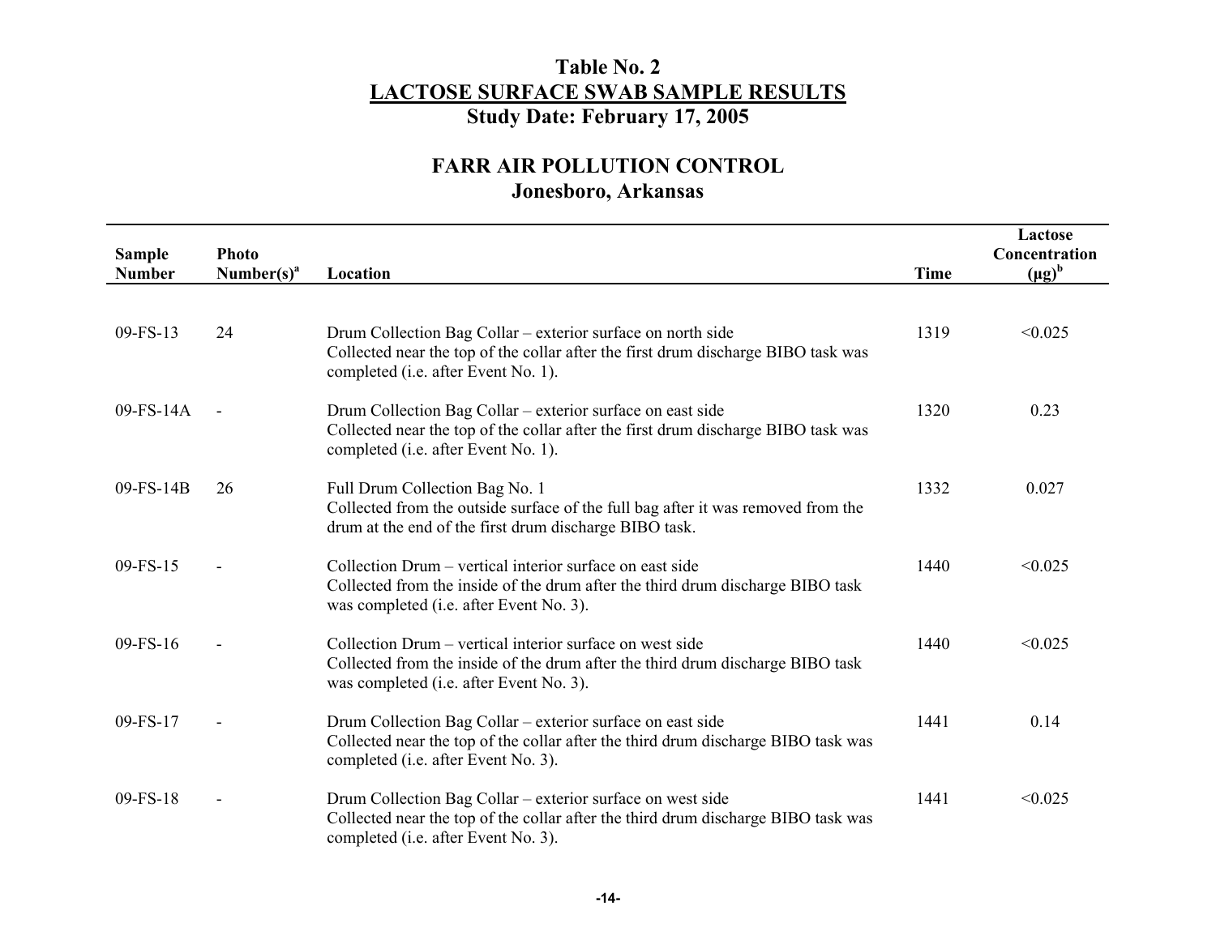# Table No. 2
## LACTOSE SURFACE SWAB SAMPLE RESULTS
### Study Date: February 17, 2005

### FARR AIR POLLUTION CONTROL
### Jonesboro, Arkansas

| Sample Number | Photo Number(s)[a] | Location | Time | Lactose Concentration (μg)[b] |
|---|---|---|---|---|
| 09-FS-13 | 24 | Drum Collection Bag Collar – exterior surface on north side Collected near the top of the collar after the first drum discharge BIBO task was completed (i.e. after Event No. 1). | 1319 | <0.025 |
| 09-FS-14A | - | Drum Collection Bag Collar – exterior surface on east side Collected near the top of the collar after the first drum discharge BIBO task was completed (i.e. after Event No. 1). | 1320 | 0.23 |
| 09-FS-14B | 26 | Full Drum Collection Bag No. 1 Collected from the outside surface of the full bag after it was removed from the drum at the end of the first drum discharge BIBO task. | 1332 | 0.027 |
| 09-FS-15 | - | Collection Drum – vertical interior surface on east side Collected from the inside of the drum after the third drum discharge BIBO task was completed (i.e. after Event No. 3). | 1440 | <0.025 |
| 09-FS-16 | - | Collection Drum – vertical interior surface on west side Collected from the inside of the drum after the third drum discharge BIBO task was completed (i.e. after Event No. 3). | 1440 | <0.025 |
| 09-FS-17 | - | Drum Collection Bag Collar – exterior surface on east side Collected near the top of the collar after the third drum discharge BIBO task was completed (i.e. after Event No. 3). | 1441 | 0.14 |
| 09-FS-18 | - | Drum Collection Bag Collar – exterior surface on west side Collected near the top of the collar after the third drum discharge BIBO task was completed (i.e. after Event No. 3). | 1441 | <0.025 |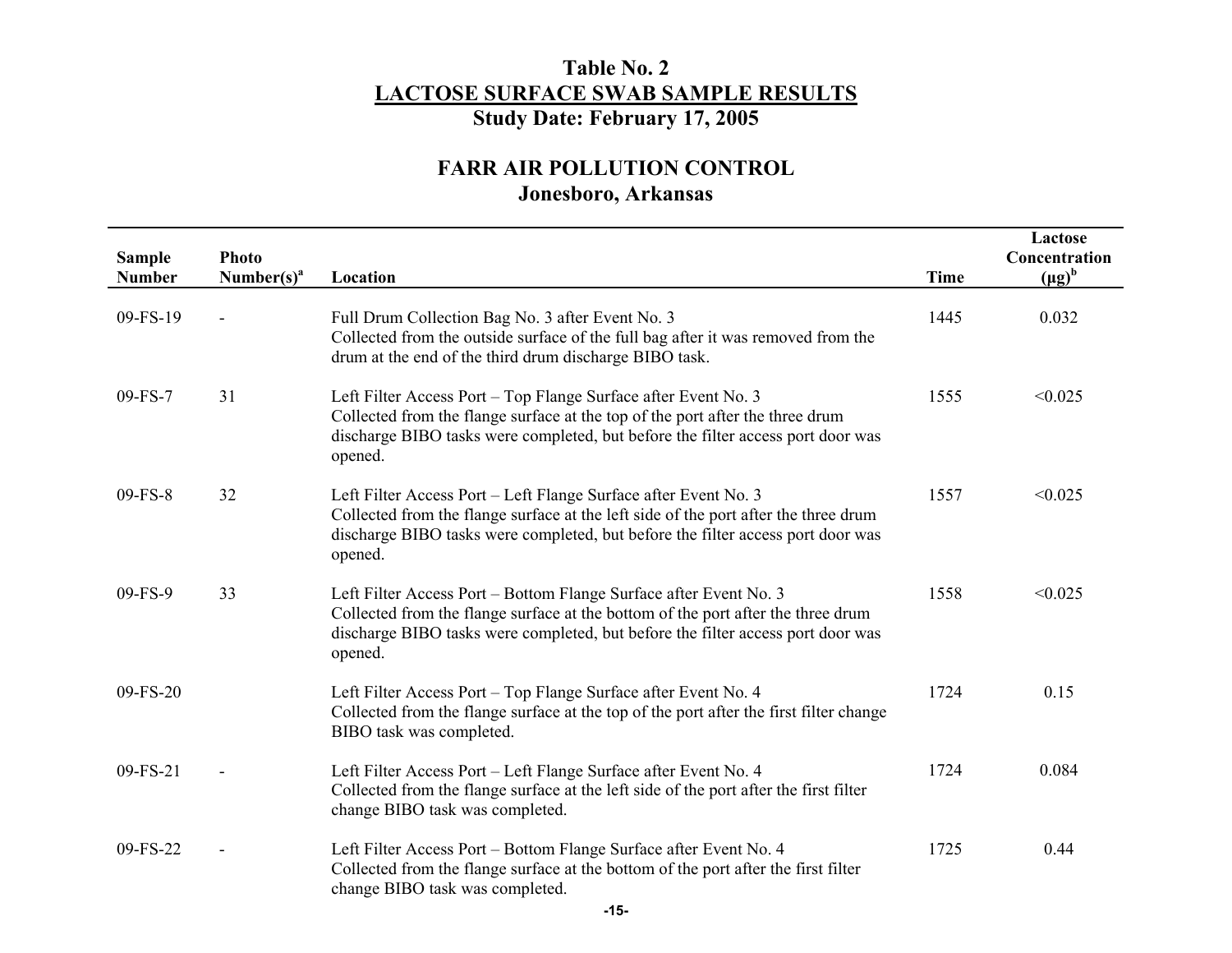# Table No. 2
## LACTOSE SURFACE SWAB SAMPLE RESULTS
## Study Date: February 17, 2005

## FARR AIR POLLUTION CONTROL
### Jonesboro, Arkansas

| Sample Number | Photo Number(s)[a] | Location | Time | Lactose Concentration (μg)[b] |
|---|---|---|---|---|
| 09-FS-19 | - | Full Drum Collection Bag No. 3 after Event No. 3<br>Collected from the outside surface of the full bag after it was removed from the drum at the end of the third drum discharge BIBO task. | 1445 | 0.032 |
| 09-FS-7 | 31 | Left Filter Access Port – Top Flange Surface after Event No. 3<br>Collected from the flange surface at the top of the port after the three drum discharge BIBO tasks were completed, but before the filter access port door was opened. | 1555 | <0.025 |
| 09-FS-8 | 32 | Left Filter Access Port – Left Flange Surface after Event No. 3<br>Collected from the flange surface at the left side of the port after the three drum discharge BIBO tasks were completed, but before the filter access port door was opened. | 1557 | <0.025 |
| 09-FS-9 | 33 | Left Filter Access Port – Bottom Flange Surface after Event No. 3<br>Collected from the flange surface at the bottom of the port after the three drum discharge BIBO tasks were completed, but before the filter access port door was opened. | 1558 | <0.025 |
| 09-FS-20 | | Left Filter Access Port – Top Flange Surface after Event No. 4<br>Collected from the flange surface at the top of the port after the first filter change BIBO task was completed. | 1724 | 0.15 |
| 09-FS-21 | - | Left Filter Access Port – Left Flange Surface after Event No. 4<br>Collected from the flange surface at the left side of the port after the first filter change BIBO task was completed. | 1724 | 0.084 |
| 09-FS-22 | - | Left Filter Access Port – Bottom Flange Surface after Event No. 4<br>Collected from the flange surface at the bottom of the port after the first filter change BIBO task was completed. | 1725 | 0.44 |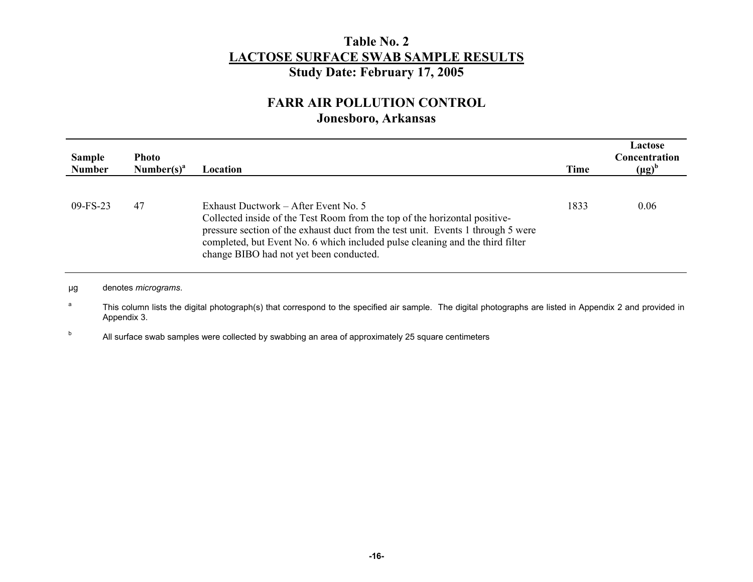# Table No. 2
## LACTOSE SURFACE SWAB SAMPLE RESULTS
## Study Date: February 17, 2005

## FARR AIR POLLUTION CONTROL
## Jonesboro, Arkansas

| Sample Number | Photo Number(s)[a] | Location | Time | Lactose Concentration (µg)[b] |
|---|---|---|---|---|
| 09-FS-23 | 47 | Exhaust Ductwork – After Event No. 5<br>Collected inside of the Test Room from the top of the horizontal positive-pressure section of the exhaust duct from the test unit. Events 1 through 5 were completed, but Event No. 6 which included pulse cleaning and the third filter change BIBO had not yet been conducted. | 1833 | 0.06 |

µg denotes *micrograms*.

[a] This column lists the digital photograph(s) that correspond to the specified air sample. The digital photographs are listed in Appendix 2 and provided in Appendix 3.

[b] All surface swab samples were collected by swabbing an area of approximately 25 square centimeters